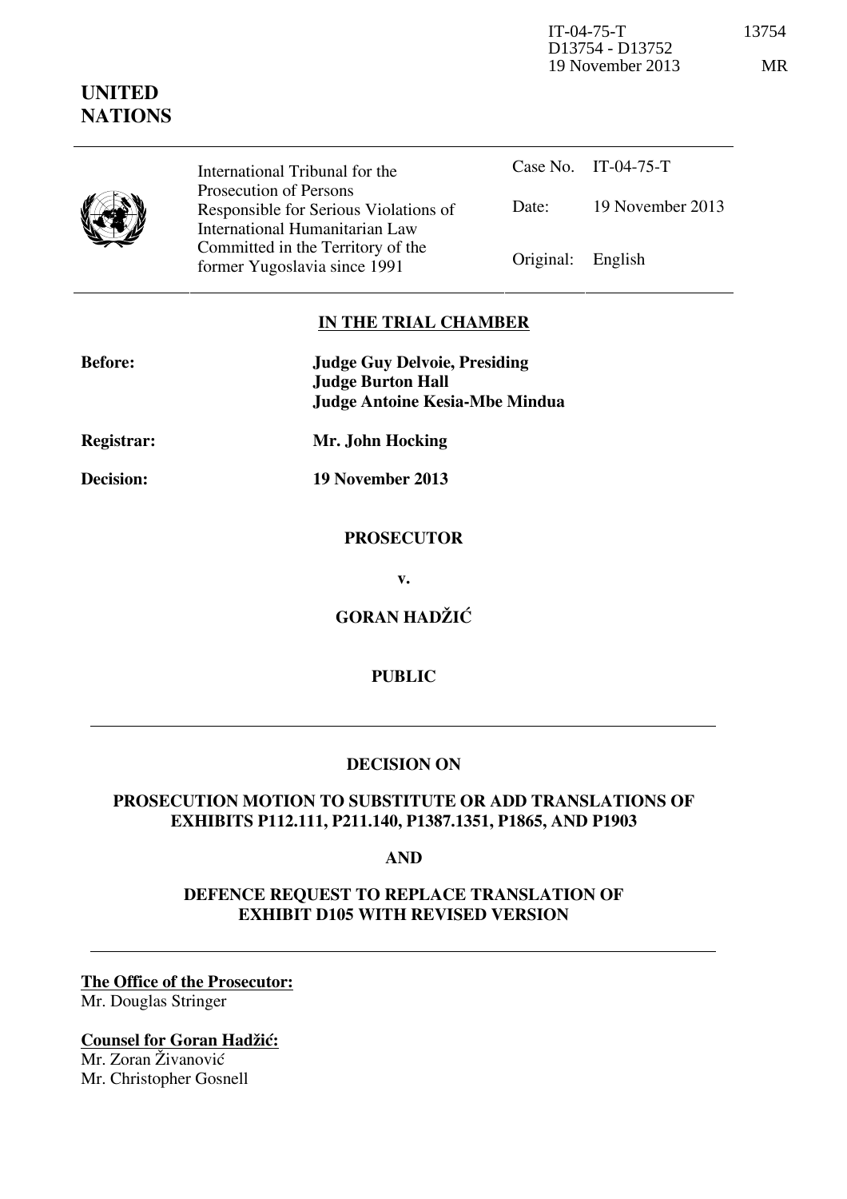IT-04-75-T 13754
D13754 - D13752
19 November 2013 MR

**UNITED NATIONS**

| | | |
|---|---|---|
| International Tribunal for the Prosecution of Persons Responsible for Serious Violations of International Humanitarian Law Committed in the Territory of the former Yugoslavia since 1991 | Case No. | IT-04-75-T |
| | Date: | 19 November 2013 |
| | Original: | English |

**IN THE TRIAL CHAMBER**

**Before:** **Judge Guy Delvoie, Presiding**
**Judge Burton Hall**
**Judge Antoine Kesia-Mbe Mindua**

**Registrar:** **Mr. John Hocking**

**Decision:** **19 November 2013**

**PROSECUTOR**

**v.**

**GORAN HADŽIĆ**

**PUBLIC**

**DECISION ON**

**PROSECUTION MOTION TO SUBSTITUTE OR ADD TRANSLATIONS OF EXHIBITS P112.111, P211.140, P1387.1351, P1865, AND P1903**

**AND**

**DEFENCE REQUEST TO REPLACE TRANSLATION OF EXHIBIT D105 WITH REVISED VERSION**

**The Office of the Prosecutor:**
Mr. Douglas Stringer

**Counsel for Goran Hadžić:**
Mr. Zoran Živanović
Mr. Christopher Gosnell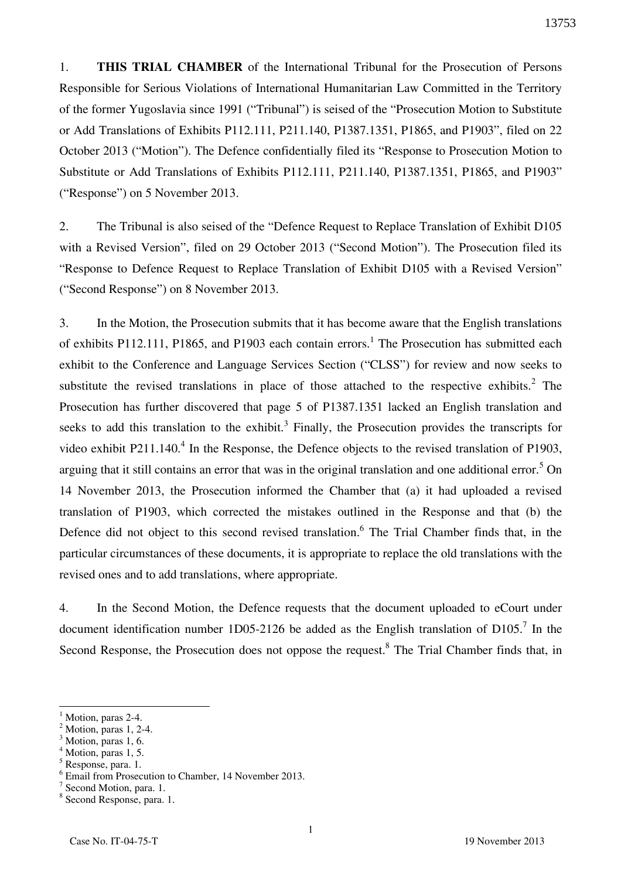1. **THIS TRIAL CHAMBER** of the International Tribunal for the Prosecution of Persons Responsible for Serious Violations of International Humanitarian Law Committed in the Territory of the former Yugoslavia since 1991 ("Tribunal") is seised of the "Prosecution Motion to Substitute or Add Translations of Exhibits P112.111, P211.140, P1387.1351, P1865, and P1903", filed on 22 October 2013 ("Motion"). The Defence confidentially filed its "Response to Prosecution Motion to Substitute or Add Translations of Exhibits P112.111, P211.140, P1387.1351, P1865, and P1903" ("Response") on 5 November 2013.

2. The Tribunal is also seised of the "Defence Request to Replace Translation of Exhibit D105 with a Revised Version", filed on 29 October 2013 ("Second Motion"). The Prosecution filed its "Response to Defence Request to Replace Translation of Exhibit D105 with a Revised Version" ("Second Response") on 8 November 2013.

3. In the Motion, the Prosecution submits that it has become aware that the English translations of exhibits P112.111, P1865, and P1903 each contain errors.[1] The Prosecution has submitted each exhibit to the Conference and Language Services Section ("CLSS") for review and now seeks to substitute the revised translations in place of those attached to the respective exhibits.[2] The Prosecution has further discovered that page 5 of P1387.1351 lacked an English translation and seeks to add this translation to the exhibit.[3] Finally, the Prosecution provides the transcripts for video exhibit P211.140.[4] In the Response, the Defence objects to the revised translation of P1903, arguing that it still contains an error that was in the original translation and one additional error.[5] On 14 November 2013, the Prosecution informed the Chamber that (a) it had uploaded a revised translation of P1903, which corrected the mistakes outlined in the Response and that (b) the Defence did not object to this second revised translation.[6] The Trial Chamber finds that, in the particular circumstances of these documents, it is appropriate to replace the old translations with the revised ones and to add translations, where appropriate.

4. In the Second Motion, the Defence requests that the document uploaded to eCourt under document identification number 1D05-2126 be added as the English translation of D105.[7] In the Second Response, the Prosecution does not oppose the request.[8] The Trial Chamber finds that, in

---

[1] Motion, paras 2-4.
[2] Motion, paras 1, 2-4.
[3] Motion, paras 1, 6.
[4] Motion, paras 1, 5.
[5] Response, para. 1.
[6] Email from Prosecution to Chamber, 14 November 2013.
[7] Second Motion, para. 1.
[8] Second Response, para. 1.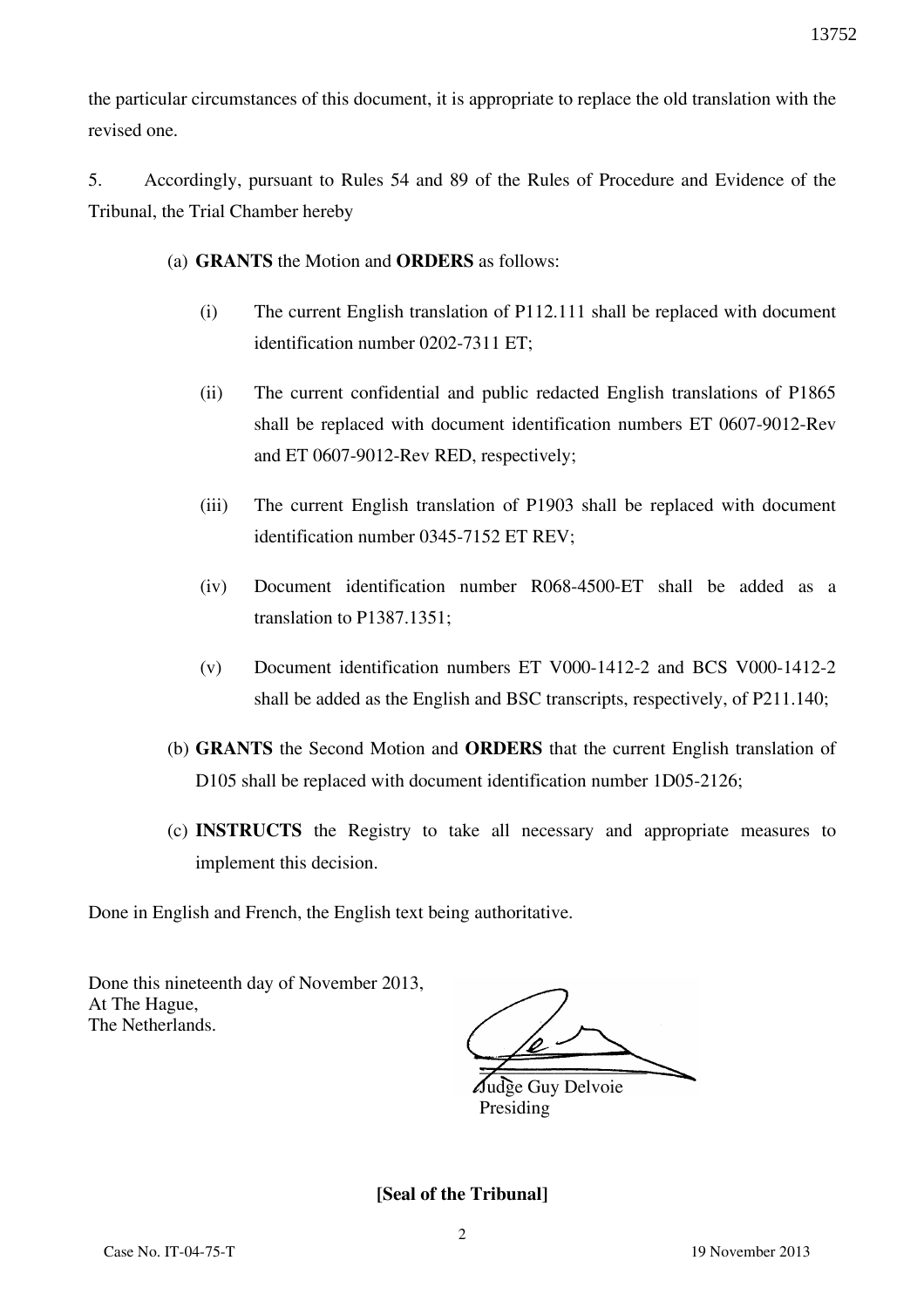the particular circumstances of this document, it is appropriate to replace the old translation with the revised one.

5. Accordingly, pursuant to Rules 54 and 89 of the Rules of Procedure and Evidence of the Tribunal, the Trial Chamber hereby

(a) **GRANTS** the Motion and **ORDERS** as follows:

  (i) The current English translation of P112.111 shall be replaced with document identification number 0202-7311 ET;

  (ii) The current confidential and public redacted English translations of P1865 shall be replaced with document identification numbers ET 0607-9012-Rev and ET 0607-9012-Rev RED, respectively;

  (iii) The current English translation of P1903 shall be replaced with document identification number 0345-7152 ET REV;

  (iv) Document identification number R068-4500-ET shall be added as a translation to P1387.1351;

  (v) Document identification numbers ET V000-1412-2 and BCS V000-1412-2 shall be added as the English and BSC transcripts, respectively, of P211.140;

(b) **GRANTS** the Second Motion and **ORDERS** that the current English translation of D105 shall be replaced with document identification number 1D05-2126;

(c) **INSTRUCTS** the Registry to take all necessary and appropriate measures to implement this decision.

Done in English and French, the English text being authoritative.

Done this nineteenth day of November 2013,
At The Hague,
The Netherlands.

Judge Guy Delvoie
Presiding

**[Seal of the Tribunal]**